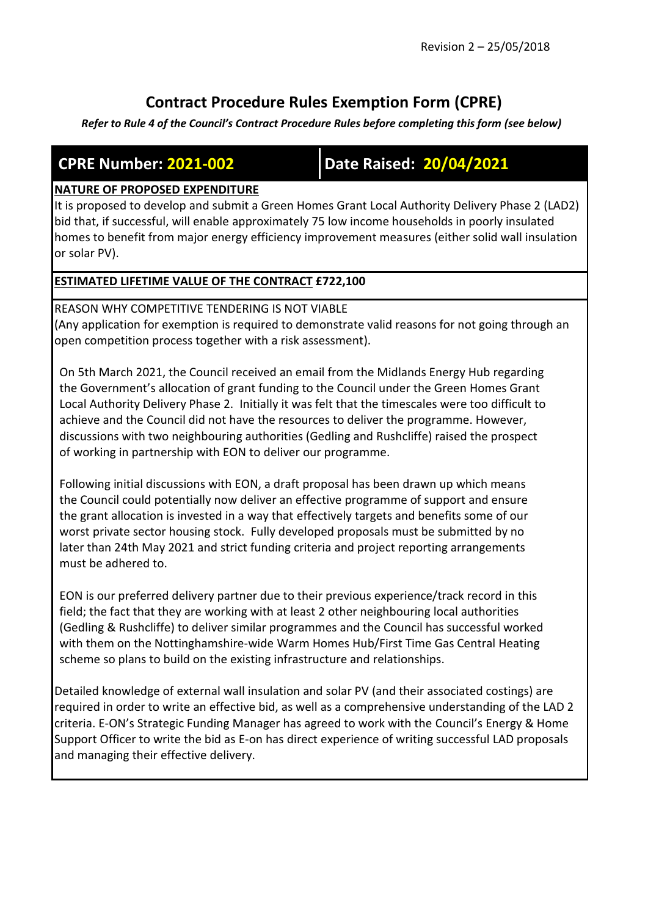Revision 2 – 25/05/2018

# Contract Procedure Rules Exemption Form (CPRE)

***Refer to Rule 4 of the Council's Contract Procedure Rules before completing this form (see below)***

## CPRE Number: 2021-002 | Date Raised: 20/04/2021

**NATURE OF PROPOSED EXPENDITURE**

It is proposed to develop and submit a Green Homes Grant Local Authority Delivery Phase 2 (LAD2) bid that, if successful, will enable approximately 75 low income households in poorly insulated homes to benefit from major energy efficiency improvement measures (either solid wall insulation or solar PV).

**ESTIMATED LIFETIME VALUE OF THE CONTRACT £722,100**

REASON WHY COMPETITIVE TENDERING IS NOT VIABLE

(Any application for exemption is required to demonstrate valid reasons for not going through an open competition process together with a risk assessment).

On 5th March 2021, the Council received an email from the Midlands Energy Hub regarding the Government's allocation of grant funding to the Council under the Green Homes Grant Local Authority Delivery Phase 2. Initially it was felt that the timescales were too difficult to achieve and the Council did not have the resources to deliver the programme. However, discussions with two neighbouring authorities (Gedling and Rushcliffe) raised the prospect of working in partnership with EON to deliver our programme.

Following initial discussions with EON, a draft proposal has been drawn up which means the Council could potentially now deliver an effective programme of support and ensure the grant allocation is invested in a way that effectively targets and benefits some of our worst private sector housing stock. Fully developed proposals must be submitted by no later than 24th May 2021 and strict funding criteria and project reporting arrangements must be adhered to.

EON is our preferred delivery partner due to their previous experience/track record in this field; the fact that they are working with at least 2 other neighbouring local authorities (Gedling & Rushcliffe) to deliver similar programmes and the Council has successful worked with them on the Nottinghamshire-wide Warm Homes Hub/First Time Gas Central Heating scheme so plans to build on the existing infrastructure and relationships.

Detailed knowledge of external wall insulation and solar PV (and their associated costings) are required in order to write an effective bid, as well as a comprehensive understanding of the LAD 2 criteria. E-ON's Strategic Funding Manager has agreed to work with the Council's Energy & Home Support Officer to write the bid as E-on has direct experience of writing successful LAD proposals and managing their effective delivery.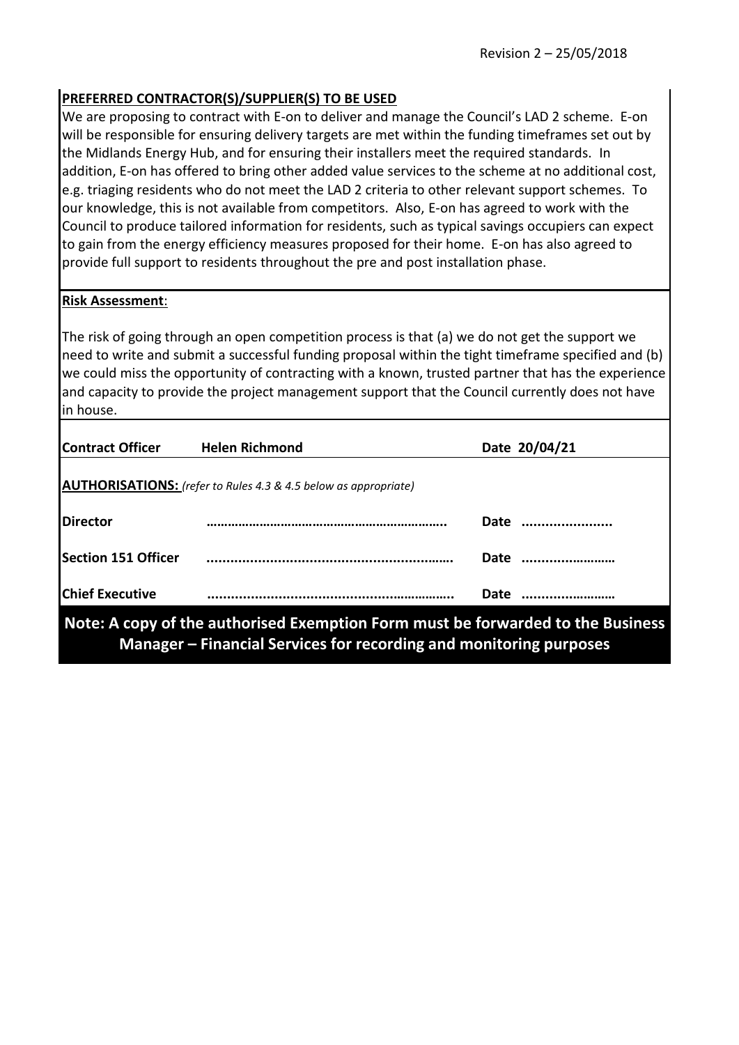**PREFERRED CONTRACTOR(S)/SUPPLIER(S) TO BE USED**

We are proposing to contract with E-on to deliver and manage the Council's LAD 2 scheme. E-on will be responsible for ensuring delivery targets are met within the funding timeframes set out by the Midlands Energy Hub, and for ensuring their installers meet the required standards. In addition, E-on has offered to bring other added value services to the scheme at no additional cost, e.g. triaging residents who do not meet the LAD 2 criteria to other relevant support schemes. To our knowledge, this is not available from competitors. Also, E-on has agreed to work with the Council to produce tailored information for residents, such as typical savings occupiers can expect to gain from the energy efficiency measures proposed for their home. E-on has also agreed to provide full support to residents throughout the pre and post installation phase.

**Risk Assessment**:

The risk of going through an open competition process is that (a) we do not get the support we need to write and submit a successful funding proposal within the tight timeframe specified and (b) we could miss the opportunity of contracting with a known, trusted partner that has the experience and capacity to provide the project management support that the Council currently does not have in house.

| **Contract Officer** | **Helen Richmond** | **Date 20/04/21** |
|---|---|---|

**AUTHORISATIONS:** *(refer to Rules 4.3 & 4.5 below as appropriate)*

| | | |
|---|---|---|
| **Director** | ………………………………………………………. | **Date** ...................... |
| **Section 151 Officer** | ………………………………………………………. | **Date** ...................... |
| **Chief Executive** | ………………………………………………………. | **Date** ...................... |

**Note: A copy of the authorised Exemption Form must be forwarded to the Business Manager – Financial Services for recording and monitoring purposes**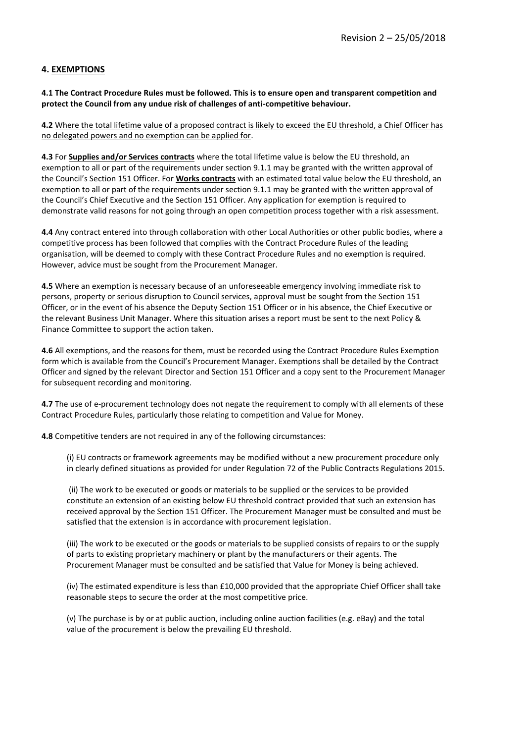## 4. EXEMPTIONS

**4.1 The Contract Procedure Rules must be followed. This is to ensure open and transparent competition and protect the Council from any undue risk of challenges of anti-competitive behaviour.**

**4.2** Where the total lifetime value of a proposed contract is likely to exceed the EU threshold, a Chief Officer has no delegated powers and no exemption can be applied for.

**4.3** For **Supplies and/or Services contracts** where the total lifetime value is below the EU threshold, an exemption to all or part of the requirements under section 9.1.1 may be granted with the written approval of the Council's Section 151 Officer. For **Works contracts** with an estimated total value below the EU threshold, an exemption to all or part of the requirements under section 9.1.1 may be granted with the written approval of the Council's Chief Executive and the Section 151 Officer. Any application for exemption is required to demonstrate valid reasons for not going through an open competition process together with a risk assessment.

**4.4** Any contract entered into through collaboration with other Local Authorities or other public bodies, where a competitive process has been followed that complies with the Contract Procedure Rules of the leading organisation, will be deemed to comply with these Contract Procedure Rules and no exemption is required. However, advice must be sought from the Procurement Manager.

**4.5** Where an exemption is necessary because of an unforeseeable emergency involving immediate risk to persons, property or serious disruption to Council services, approval must be sought from the Section 151 Officer, or in the event of his absence the Deputy Section 151 Officer or in his absence, the Chief Executive or the relevant Business Unit Manager. Where this situation arises a report must be sent to the next Policy & Finance Committee to support the action taken.

**4.6** All exemptions, and the reasons for them, must be recorded using the Contract Procedure Rules Exemption form which is available from the Council's Procurement Manager. Exemptions shall be detailed by the Contract Officer and signed by the relevant Director and Section 151 Officer and a copy sent to the Procurement Manager for subsequent recording and monitoring.

**4.7** The use of e-procurement technology does not negate the requirement to comply with all elements of these Contract Procedure Rules, particularly those relating to competition and Value for Money.

**4.8** Competitive tenders are not required in any of the following circumstances:

(i) EU contracts or framework agreements may be modified without a new procurement procedure only in clearly defined situations as provided for under Regulation 72 of the Public Contracts Regulations 2015.

(ii) The work to be executed or goods or materials to be supplied or the services to be provided constitute an extension of an existing below EU threshold contract provided that such an extension has received approval by the Section 151 Officer. The Procurement Manager must be consulted and must be satisfied that the extension is in accordance with procurement legislation.

(iii) The work to be executed or the goods or materials to be supplied consists of repairs to or the supply of parts to existing proprietary machinery or plant by the manufacturers or their agents. The Procurement Manager must be consulted and be satisfied that Value for Money is being achieved.

(iv) The estimated expenditure is less than £10,000 provided that the appropriate Chief Officer shall take reasonable steps to secure the order at the most competitive price.

(v) The purchase is by or at public auction, including online auction facilities (e.g. eBay) and the total value of the procurement is below the prevailing EU threshold.